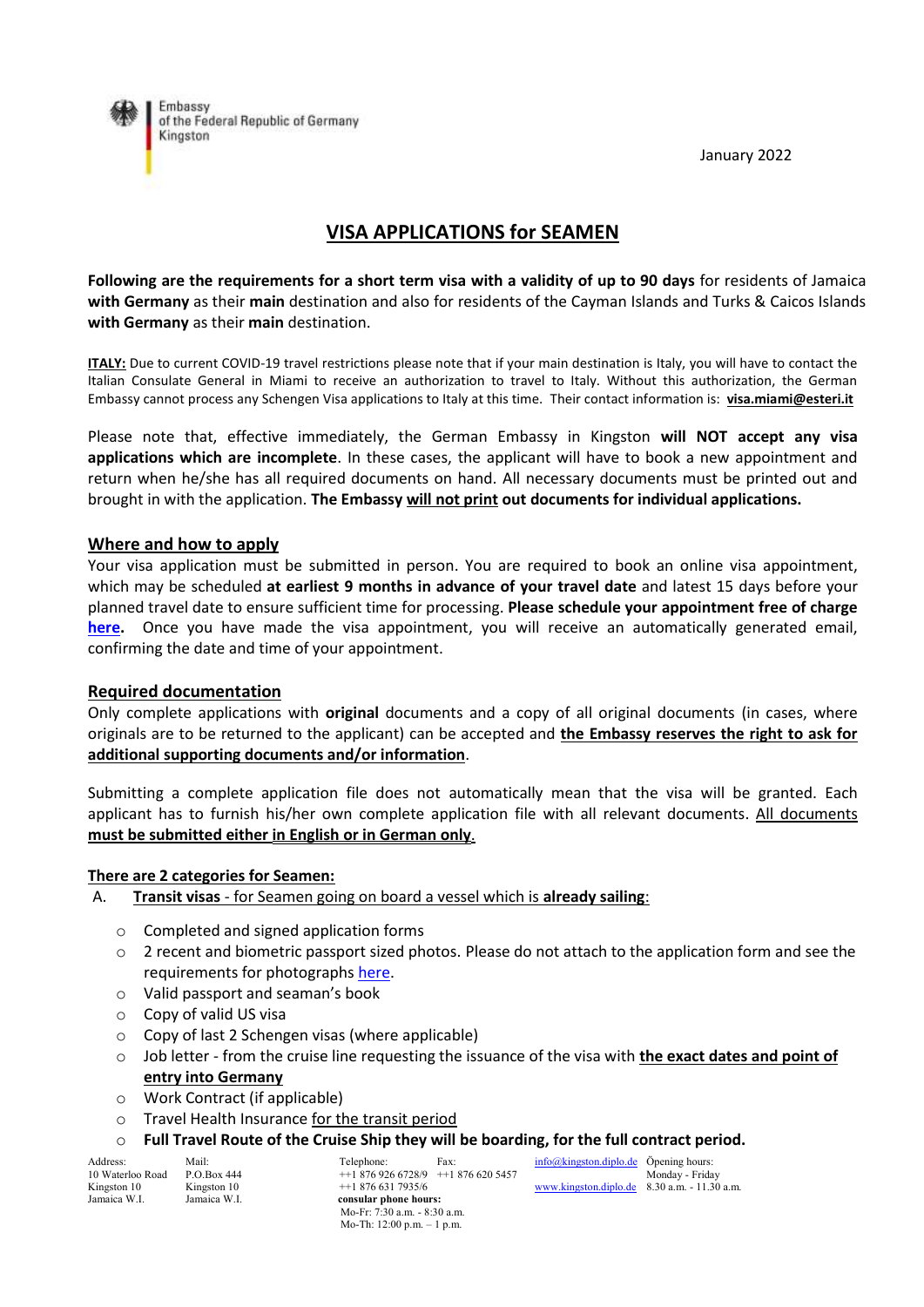Embassy
of the Federal Republic of Germany
Kingston

January 2022

# VISA APPLICATIONS for SEAMEN

**Following are the requirements for a short term visa with a validity of up to 90 days** for residents of Jamaica **with Germany** as their **main** destination and also for residents of the Cayman Islands and Turks & Caicos Islands **with Germany** as their **main** destination.

**ITALY:** Due to current COVID-19 travel restrictions please note that if your main destination is Italy, you will have to contact the Italian Consulate General in Miami to receive an authorization to travel to Italy. Without this authorization, the German Embassy cannot process any Schengen Visa applications to Italy at this time. Their contact information is: **visa.miami@esteri.it**

Please note that, effective immediately, the German Embassy in Kingston **will NOT accept any visa applications which are incomplete**. In these cases, the applicant will have to book a new appointment and return when he/she has all required documents on hand. All necessary documents must be printed out and brought in with the application. **The Embassy will not print out documents for individual applications.**

## Where and how to apply

Your visa application must be submitted in person. You are required to book an online visa appointment, which may be scheduled **at earliest 9 months in advance of your travel date** and latest 15 days before your planned travel date to ensure sufficient time for processing. **Please schedule your appointment free of charge here.** Once you have made the visa appointment, you will receive an automatically generated email, confirming the date and time of your appointment.

## Required documentation

Only complete applications with **original** documents and a copy of all original documents (in cases, where originals are to be returned to the applicant) can be accepted and **the Embassy reserves the right to ask for additional supporting documents and/or information**.

Submitting a complete application file does not automatically mean that the visa will be granted. Each applicant has to furnish his/her own complete application file with all relevant documents. **All documents must be submitted either in English or in German only.**

## There are 2 categories for Seamen:

A. **Transit visas** - for Seamen going on board a vessel which is **already sailing**:

- Completed and signed application forms
- 2 recent and biometric passport sized photos. Please do not attach to the application form and see the requirements for photographs here.
- Valid passport and seaman's book
- Copy of valid US visa
- Copy of last 2 Schengen visas (where applicable)
- Job letter - from the cruise line requesting the issuance of the visa with **the exact dates and point of entry into Germany**
- Work Contract (if applicable)
- Travel Health Insurance for the transit period
- **Full Travel Route of the Cruise Ship they will be boarding, for the full contract period.**

Address: 10 Waterloo Road, Kingston 10, Jamaica W.I. | Mail: P.O.Box 444, Kingston 10, Jamaica W.I. | Telephone: ++1 876 926 6728/9, ++1 876 631 7935/6 | Fax: ++1 876 620 5457 | info@kingston.diplo.de | www.kingston.diplo.de | Opening hours: Monday - Friday 8.30 a.m. - 11.30 a.m. | consular phone hours: Mo-Fr: 7:30 a.m. - 8:30 a.m., Mo-Th: 12:00 p.m. – 1 p.m.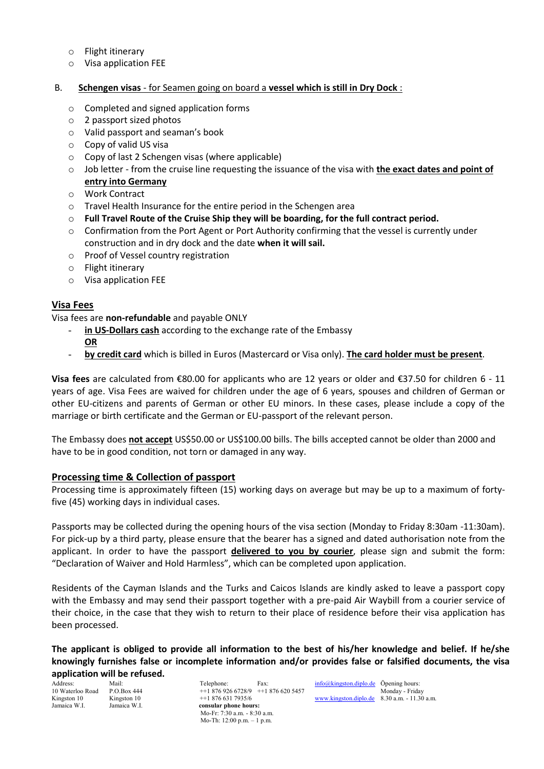- Flight itinerary
- Visa application FEE

B. **Schengen visas** - for Seamen going on board a **vessel which is still in Dry Dock** :

- Completed and signed application forms
- 2 passport sized photos
- Valid passport and seaman's book
- Copy of valid US visa
- Copy of last 2 Schengen visas (where applicable)
- Job letter - from the cruise line requesting the issuance of the visa with **the exact dates and point of entry into Germany**
- Work Contract
- Travel Health Insurance for the entire period in the Schengen area
- **Full Travel Route of the Cruise Ship they will be boarding, for the full contract period.**
- Confirmation from the Port Agent or Port Authority confirming that the vessel is currently under construction and in dry dock and the date **when it will sail.**
- Proof of Vessel country registration
- Flight itinerary
- Visa application FEE

## Visa Fees

Visa fees are **non-refundable** and payable ONLY

- **in US-Dollars cash** according to the exchange rate of the Embassy
  **OR**
- **by credit card** which is billed in Euros (Mastercard or Visa only). **The card holder must be present**.

**Visa fees** are calculated from €80.00 for applicants who are 12 years or older and €37.50 for children 6 - 11 years of age. Visa Fees are waived for children under the age of 6 years, spouses and children of German or other EU-citizens and parents of German or other EU minors. In these cases, please include a copy of the marriage or birth certificate and the German or EU-passport of the relevant person.

The Embassy does **not accept** US$50.00 or US$100.00 bills. The bills accepted cannot be older than 2000 and have to be in good condition, not torn or damaged in any way.

## Processing time & Collection of passport

Processing time is approximately fifteen (15) working days on average but may be up to a maximum of forty-five (45) working days in individual cases.

Passports may be collected during the opening hours of the visa section (Monday to Friday 8:30am -11:30am). For pick-up by a third party, please ensure that the bearer has a signed and dated authorisation note from the applicant. In order to have the passport **delivered to you by courier**, please sign and submit the form: "Declaration of Waiver and Hold Harmless", which can be completed upon application.

Residents of the Cayman Islands and the Turks and Caicos Islands are kindly asked to leave a passport copy with the Embassy and may send their passport together with a pre-paid Air Waybill from a courier service of their choice, in the case that they wish to return to their place of residence before their visa application has been processed.

**The applicant is obliged to provide all information to the best of his/her knowledge and belief. If he/she knowingly furnishes false or incomplete information and/or provides false or falsified documents, the visa application will be refused.**

| Address: | Mail: | Telephone: | Fax: | | Opening hours: |
|---|---|---|---|---|---|
| 10 Waterloo Road | P.O.Box 444 | ++1 876 926 6728/9 | ++1 876 620 5457 | info@kingston.diplo.de | Monday - Friday |
| Kingston 10 | Kingston 10 | ++1 876 631 7935/6 | | www.kingston.diplo.de | 8.30 a.m. - 11.30 a.m. |
| Jamaica W.I. | Jamaica W.I. | **consular phone hours:** Mo-Fr: 7:30 a.m. - 8:30 a.m. Mo-Th: 12:00 p.m. – 1 p.m. | | | |